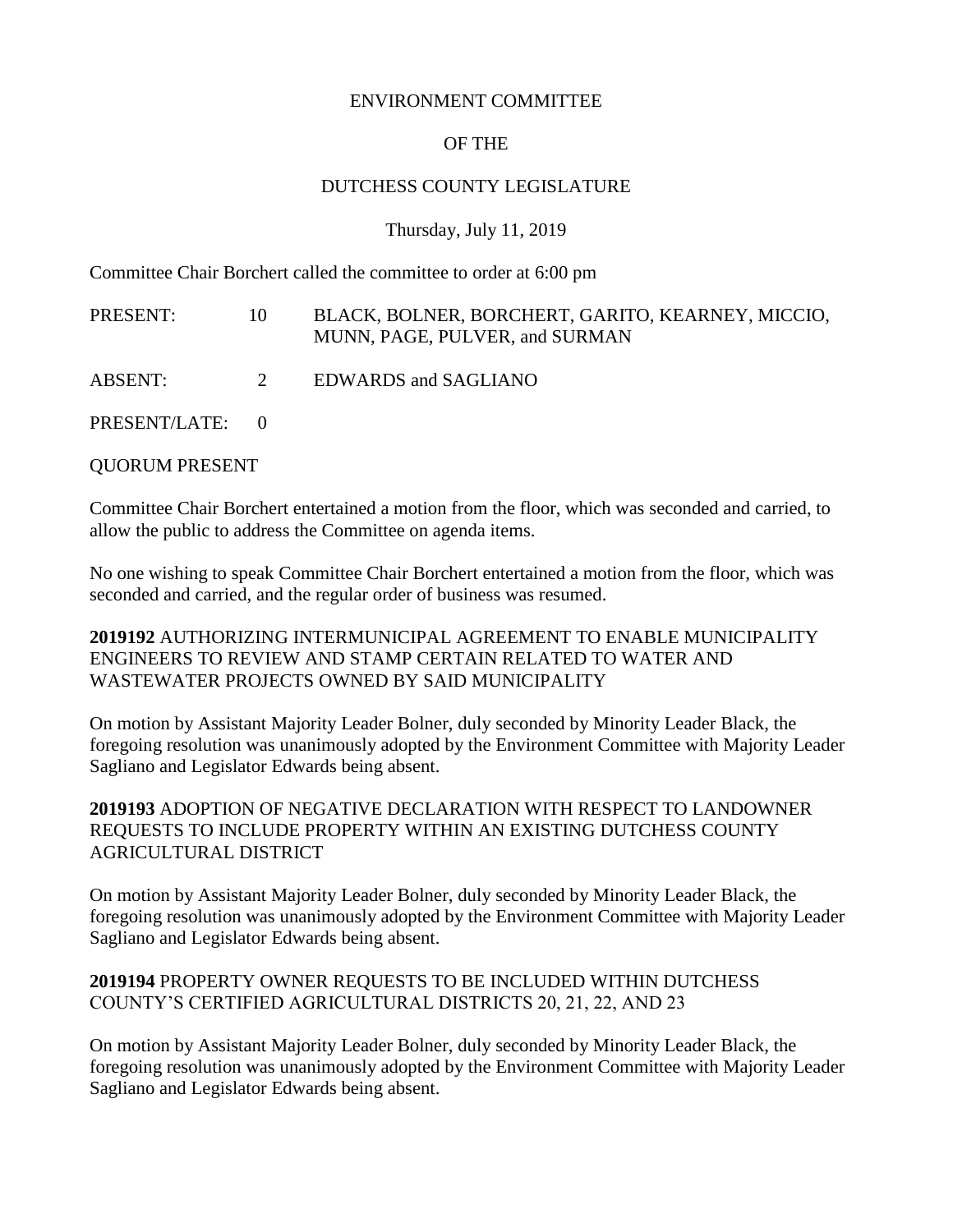ENVIRONMENT COMMITTEE

OF THE

DUTCHESS COUNTY LEGISLATURE

Thursday, July 11, 2019

Committee Chair Borchert called the committee to order at 6:00 pm

PRESENT: 10 BLACK, BOLNER, BORCHERT, GARITO, KEARNEY, MICCIO, MUNN, PAGE, PULVER, and SURMAN

ABSENT: 2 EDWARDS and SAGLIANO

PRESENT/LATE: 0

QUORUM PRESENT

Committee Chair Borchert entertained a motion from the floor, which was seconded and carried, to allow the public to address the Committee on agenda items.

No one wishing to speak Committee Chair Borchert entertained a motion from the floor, which was seconded and carried, and the regular order of business was resumed.

**2019192** AUTHORIZING INTERMUNICIPAL AGREEMENT TO ENABLE MUNICIPALITY ENGINEERS TO REVIEW AND STAMP CERTAIN RELATED TO WATER AND WASTEWATER PROJECTS OWNED BY SAID MUNICIPALITY

On motion by Assistant Majority Leader Bolner, duly seconded by Minority Leader Black, the foregoing resolution was unanimously adopted by the Environment Committee with Majority Leader Sagliano and Legislator Edwards being absent.

**2019193** ADOPTION OF NEGATIVE DECLARATION WITH RESPECT TO LANDOWNER REQUESTS TO INCLUDE PROPERTY WITHIN AN EXISTING DUTCHESS COUNTY AGRICULTURAL DISTRICT

On motion by Assistant Majority Leader Bolner, duly seconded by Minority Leader Black, the foregoing resolution was unanimously adopted by the Environment Committee with Majority Leader Sagliano and Legislator Edwards being absent.

**2019194** PROPERTY OWNER REQUESTS TO BE INCLUDED WITHIN DUTCHESS COUNTY'S CERTIFIED AGRICULTURAL DISTRICTS 20, 21, 22, AND 23

On motion by Assistant Majority Leader Bolner, duly seconded by Minority Leader Black, the foregoing resolution was unanimously adopted by the Environment Committee with Majority Leader Sagliano and Legislator Edwards being absent.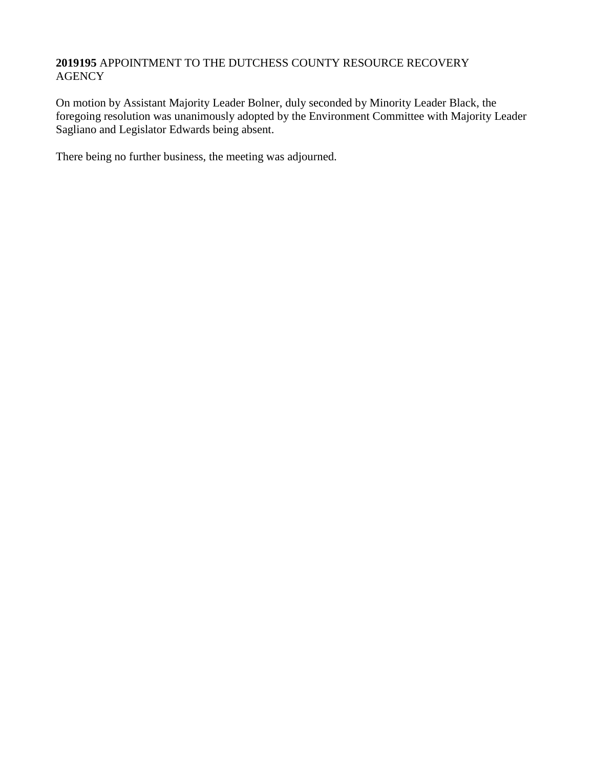**2019195** APPOINTMENT TO THE DUTCHESS COUNTY RESOURCE RECOVERY AGENCY

On motion by Assistant Majority Leader Bolner, duly seconded by Minority Leader Black, the foregoing resolution was unanimously adopted by the Environment Committee with Majority Leader Sagliano and Legislator Edwards being absent.

There being no further business, the meeting was adjourned.